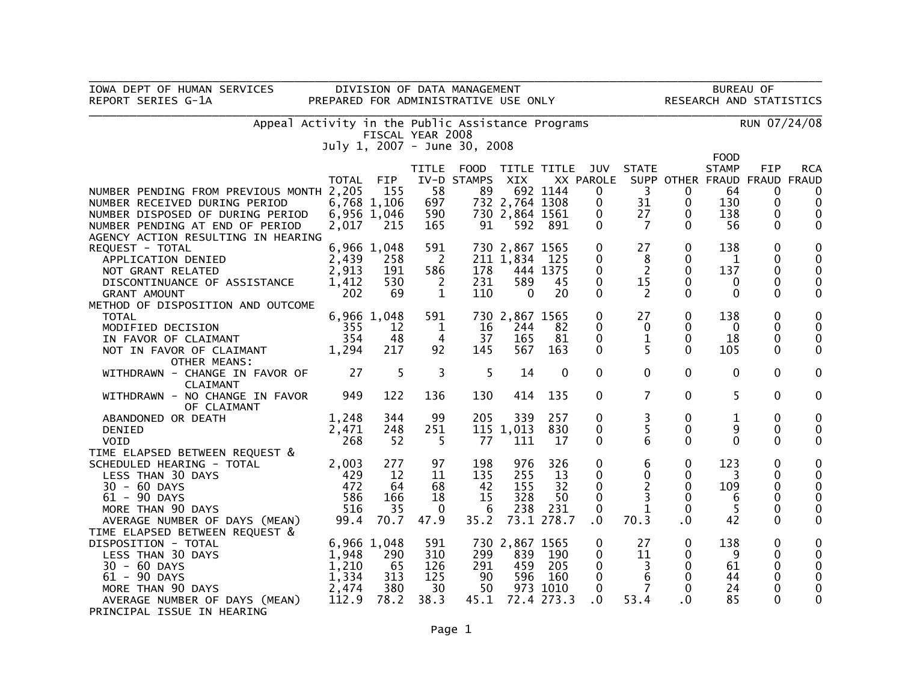IOWA DEPT OF HUMAN SERVICES — DIVISION OF DATA MANAGEMENT — BUREAU OF RESEARCH AND STATISTICS

REPORT SERIES G-1A — PREPARED FOR ADMINISTRATIVE USE ONLY

## Appeal Activity in the Public Assistance Programs

FISCAL YEAR 2008

July 1, 2007 - June 30, 2008

RUN 07/24/08

| | TOTAL | FIP | TITLE IV-D | FOOD STAMPS | TITLE XIX | TITLE XX | JUV PAROLE | STATE SUPP | OTHER | FOOD STAMP FRAUD | FIP FRAUD | RCA FRAUD |
|---|---|---|---|---|---|---|---|---|---|---|---|---|
| NUMBER PENDING FROM PREVIOUS MONTH | 2,205 | 155 | 58 | 89 | 692 | 1144 | 0 | 3 | 0 | 64 | 0 | 0 |
| NUMBER RECEIVED DURING PERIOD | 6,768 | 1,106 | 697 | 732 | 2,764 | 1308 | 0 | 31 | 0 | 130 | 0 | 0 |
| NUMBER DISPOSED OF DURING PERIOD | 6,956 | 1,046 | 590 | 730 | 2,864 | 1561 | 0 | 27 | 0 | 138 | 0 | 0 |
| NUMBER PENDING AT END OF PERIOD | 2,017 | 215 | 165 | 91 | 592 | 891 | 0 | 7 | 0 | 56 | 0 | 0 |
| AGENCY ACTION RESULTING IN HEARING | | | | | | | | | | | | |
| REQUEST - TOTAL | 6,966 | 1,048 | 591 | 730 | 2,867 | 1565 | 0 | 27 | 0 | 138 | 0 | 0 |
| APPLICATION DENIED | 2,439 | 258 | 2 | 211 | 1,834 | 125 | 0 | 8 | 0 | 1 | 0 | 0 |
| NOT GRANT RELATED | 2,913 | 191 | 586 | 178 | 444 | 1375 | 0 | 2 | 0 | 137 | 0 | 0 |
| DISCONTINUANCE OF ASSISTANCE | 1,412 | 530 | 2 | 231 | 589 | 45 | 0 | 15 | 0 | 0 | 0 | 0 |
| GRANT AMOUNT | 202 | 69 | 1 | 110 | 0 | 20 | 0 | 2 | 0 | 0 | 0 | 0 |
| METHOD OF DISPOSITION AND OUTCOME | | | | | | | | | | | | |
| TOTAL | 6,966 | 1,048 | 591 | 730 | 2,867 | 1565 | 0 | 27 | 0 | 138 | 0 | 0 |
| MODIFIED DECISION | 355 | 12 | 1 | 16 | 244 | 82 | 0 | 0 | 0 | 0 | 0 | 0 |
| IN FAVOR OF CLAIMANT | 354 | 48 | 4 | 37 | 165 | 81 | 0 | 1 | 0 | 18 | 0 | 0 |
| NOT IN FAVOR OF CLAIMANT | 1,294 | 217 | 92 | 145 | 567 | 163 | 0 | 5 | 0 | 105 | 0 | 0 |
| OTHER MEANS: | | | | | | | | | | | | |
| WITHDRAWN - CHANGE IN FAVOR OF CLAIMANT | 27 | 5 | 3 | 5 | 14 | 0 | 0 | 0 | 0 | 0 | 0 | 0 |
| WITHDRAWN - NO CHANGE IN FAVOR OF CLAIMANT | 949 | 122 | 136 | 130 | 414 | 135 | 0 | 7 | 0 | 5 | 0 | 0 |
| ABANDONED OR DEATH | 1,248 | 344 | 99 | 205 | 339 | 257 | 0 | 3 | 0 | 1 | 0 | 0 |
| DENIED | 2,471 | 248 | 251 | 115 | 1,013 | 830 | 0 | 5 | 0 | 9 | 0 | 0 |
| VOID | 268 | 52 | 5 | 77 | 111 | 17 | 0 | 6 | 0 | 0 | 0 | 0 |
| TIME ELAPSED BETWEEN REQUEST & | | | | | | | | | | | | |
| SCHEDULED HEARING - TOTAL | 2,003 | 277 | 97 | 198 | 976 | 326 | 0 | 6 | 0 | 123 | 0 | 0 |
| LESS THAN 30 DAYS | 429 | 12 | 11 | 135 | 255 | 13 | 0 | 0 | 0 | 3 | 0 | 0 |
| 30 - 60 DAYS | 472 | 64 | 68 | 42 | 155 | 32 | 0 | 2 | 0 | 109 | 0 | 0 |
| 61 - 90 DAYS | 586 | 166 | 18 | 15 | 328 | 50 | 0 | 3 | 0 | 6 | 0 | 0 |
| MORE THAN 90 DAYS | 516 | 35 | 0 | 6 | 238 | 231 | 0 | 1 | 0 | 5 | 0 | 0 |
| AVERAGE NUMBER OF DAYS (MEAN) | 99.4 | 70.7 | 47.9 | 35.2 | 73.1 | 278.7 | .0 | 70.3 | .0 | 42 | 0 | 0 |
| TIME ELAPSED BETWEEN REQUEST & | | | | | | | | | | | | |
| DISPOSITION - TOTAL | 6,966 | 1,048 | 591 | 730 | 2,867 | 1565 | 0 | 27 | 0 | 138 | 0 | 0 |
| LESS THAN 30 DAYS | 1,948 | 290 | 310 | 299 | 839 | 190 | 0 | 11 | 0 | 9 | 0 | 0 |
| 30 - 60 DAYS | 1,210 | 65 | 126 | 291 | 459 | 205 | 0 | 3 | 0 | 61 | 0 | 0 |
| 61 - 90 DAYS | 1,334 | 313 | 125 | 90 | 596 | 160 | 0 | 6 | 0 | 44 | 0 | 0 |
| MORE THAN 90 DAYS | 2,474 | 380 | 30 | 50 | 973 | 1010 | 0 | 7 | 0 | 24 | 0 | 0 |
| AVERAGE NUMBER OF DAYS (MEAN) | 112.9 | 78.2 | 38.3 | 45.1 | 72.4 | 273.3 | .0 | 53.4 | .0 | 85 | 0 | 0 |
| PRINCIPAL ISSUE IN HEARING | | | | | | | | | | | | |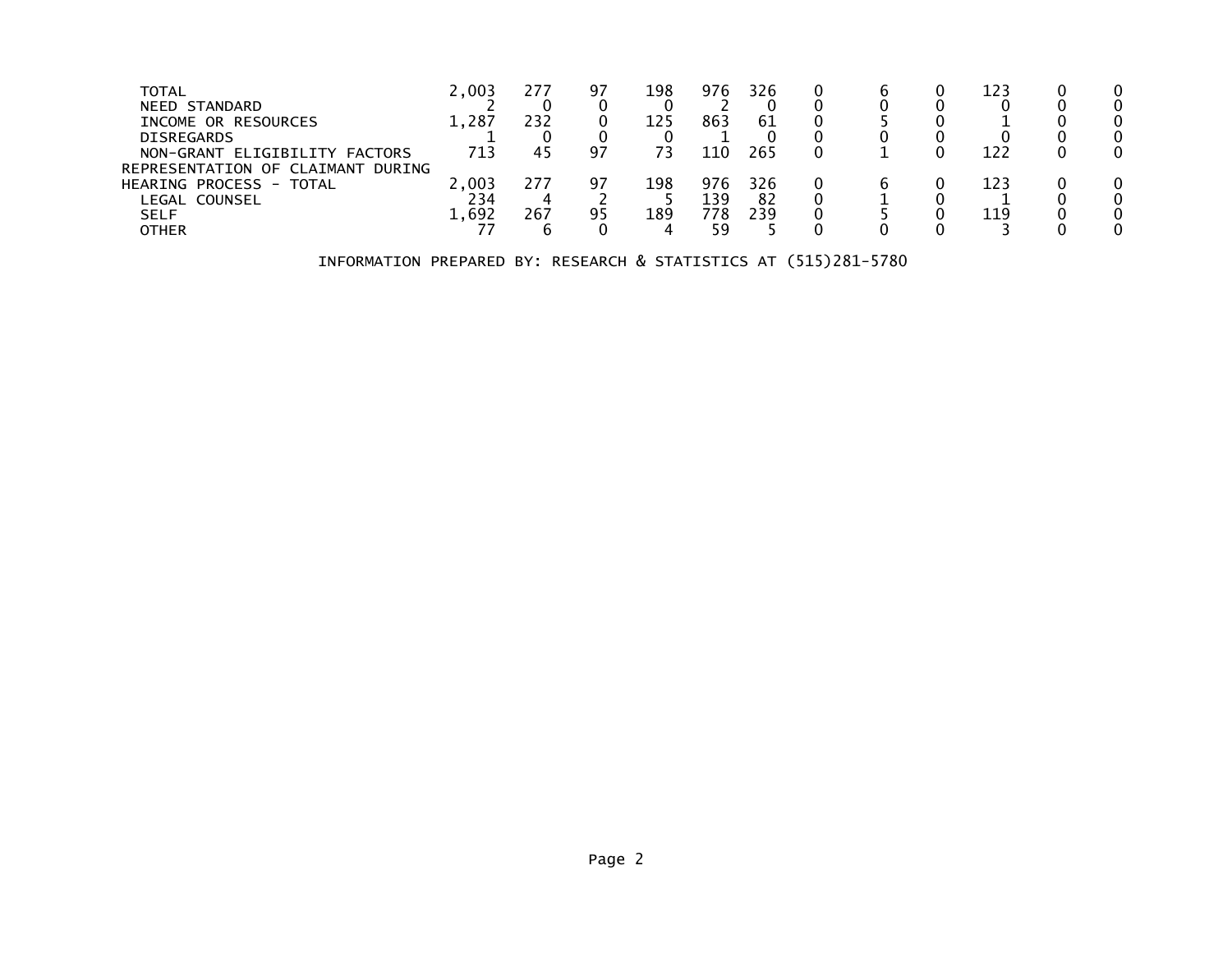| | | | | | | | | | | | | |
|---|---|---|---|---|---|---|---|---|---|---|---|---|
| TOTAL | 2,003 | 277 | 97 | 198 | 976 | 326 | 0 | 6 | 0 | 123 | 0 | 0 |
| NEED STANDARD | 2 | 0 | 0 | 0 | 2 | 0 | 0 | 0 | 0 | 0 | 0 | 0 |
| INCOME OR RESOURCES | 1,287 | 232 | 0 | 125 | 863 | 61 | 0 | 5 | 0 | 1 | 0 | 0 |
| DISREGARDS | 1 | 0 | 0 | 0 | 1 | 0 | 0 | 0 | 0 | 0 | 0 | 0 |
| NON-GRANT ELIGIBILITY FACTORS | 713 | 45 | 97 | 73 | 110 | 265 | 0 | 1 | 0 | 122 | 0 | 0 |
| REPRESENTATION OF CLAIMANT DURING | | | | | | | | | | | | |
| HEARING PROCESS - TOTAL | 2,003 | 277 | 97 | 198 | 976 | 326 | 0 | 6 | 0 | 123 | 0 | 0 |
| LEGAL COUNSEL | 234 | 4 | 2 | 5 | 139 | 82 | 0 | 1 | 0 | 1 | 0 | 0 |
| SELF | 1,692 | 267 | 95 | 189 | 778 | 239 | 0 | 5 | 0 | 119 | 0 | 0 |
| OTHER | 77 | 6 | 0 | 4 | 59 | 5 | 0 | 0 | 0 | 3 | 0 | 0 |

INFORMATION PREPARED BY: RESEARCH & STATISTICS AT (515)281-5780